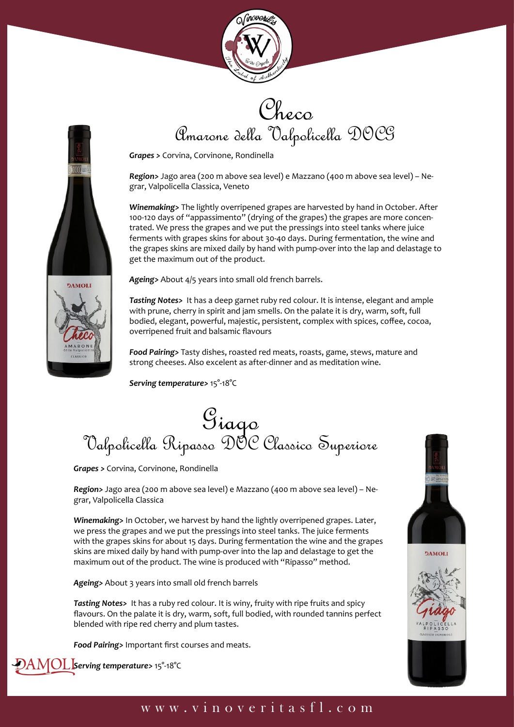# Checo

## Amarone della Valpolicella DOCG

***Grapes >*** Corvina, Corvinone, Rondinella

***Region>*** Jago area (200 m above sea level) e Mazzano (400 m above sea level) – Negrar, Valpolicella Classica, Veneto

***Winemaking>*** The lightly overripened grapes are harvested by hand in October. After 100-120 days of "appassimento" (drying of the grapes) the grapes are more concentrated. We press the grapes and we put the pressings into steel tanks where juice ferments with grapes skins for about 30-40 days. During fermentation, the wine and the grapes skins are mixed daily by hand with pump-over into the lap and delastage to get the maximum out of the product.

***Ageing>*** About 4/5 years into small old french barrels.

***Tasting Notes>*** It has a deep garnet ruby red colour. It is intense, elegant and ample with prune, cherry in spirit and jam smells. On the palate it is dry, warm, soft, full bodied, elegant, powerful, majestic, persistent, complex with spices, coffee, cocoa, overripened fruit and balsamic flavours

***Food Pairing>*** Tasty dishes, roasted red meats, roasts, game, stews, mature and strong cheeses. Also excelent as after-dinner and as meditation wine.

***Serving temperature>*** 15°-18°C

# Giago

## Valpolicella Ripasso DOC Classico Superiore

***Grapes >*** Corvina, Corvinone, Rondinella

***Region>*** Jago area (200 m above sea level) e Mazzano (400 m above sea level) – Negrar, Valpolicella Classica

***Winemaking>*** In October, we harvest by hand the lightly overripened grapes. Later, we press the grapes and we put the pressings into steel tanks. The juice ferments with the grapes skins for about 15 days. During fermentation the wine and the grapes skins are mixed daily by hand with pump-over into the lap and delastage to get the maximum out of the product. The wine is produced with "Ripasso" method.

***Ageing>*** About 3 years into small old french barrels

***Tasting Notes>*** It has a ruby red colour. It is winy, fruity with ripe fruits and spicy flavours. On the palate it is dry, warm, soft, full bodied, with rounded tannins perfect blended with ripe red cherry and plum tastes.

***Food Pairing>*** Important first courses and meats.

***Serving temperature>*** 15°-18°C

www.vinoveritasfl.com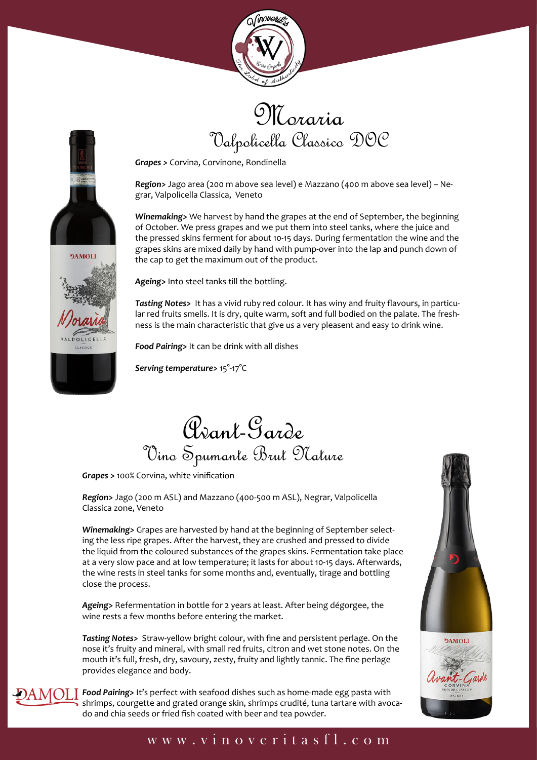# Moraria
## Valpolicella Classico DOC

***Grapes >*** Corvina, Corvinone, Rondinella

***Region>*** Jago area (200 m above sea level) e Mazzano (400 m above sea level) – Negrar, Valpolicella Classica, Veneto

***Winemaking>*** We harvest by hand the grapes at the end of September, the beginning of October. We press grapes and we put them into steel tanks, where the juice and the pressed skins ferment for about 10-15 days. During fermentation the wine and the grapes skins are mixed daily by hand with pump-over into the lap and punch down of the cap to get the maximum out of the product.

***Ageing>*** Into steel tanks till the bottling.

***Tasting Notes>*** It has a vivid ruby red colour. It has winy and fruity flavours, in particular red fruits smells. It is dry, quite warm, soft and full bodied on the palate. The freshness is the main characteristic that give us a very pleasent and easy to drink wine.

***Food Pairing>*** It can be drink with all dishes

***Serving temperature>*** 15°-17°C

# Avant-Garde
## Vino Spumante Brut Nature

***Grapes >*** 100% Corvina, white vinification

***Region>*** Jago (200 m ASL) and Mazzano (400-500 m ASL), Negrar, Valpolicella Classica zone, Veneto

***Winemaking>*** Grapes are harvested by hand at the beginning of September selecting the less ripe grapes. After the harvest, they are crushed and pressed to divide the liquid from the coloured substances of the grapes skins. Fermentation take place at a very slow pace and at low temperature; it lasts for about 10-15 days. Afterwards, the wine rests in steel tanks for some months and, eventually, tirage and bottling close the process.

***Ageing>*** Refermentation in bottle for 2 years at least. After being dégorgee, the wine rests a few months before entering the market.

***Tasting Notes>*** Straw-yellow bright colour, with fine and persistent perlage. On the nose it's fruity and mineral, with small red fruits, citron and wet stone notes. On the mouth it's full, fresh, dry, savoury, zesty, fruity and lightly tannic. The fine perlage provides elegance and body.

***Food Pairing>*** It's perfect with seafood dishes such as home-made egg pasta with shrimps, courgette and grated orange skin, shrimps crudité, tuna tartare with avocado and chia seeds or fried fish coated with beer and tea powder.

www.vinoveritasfl.com